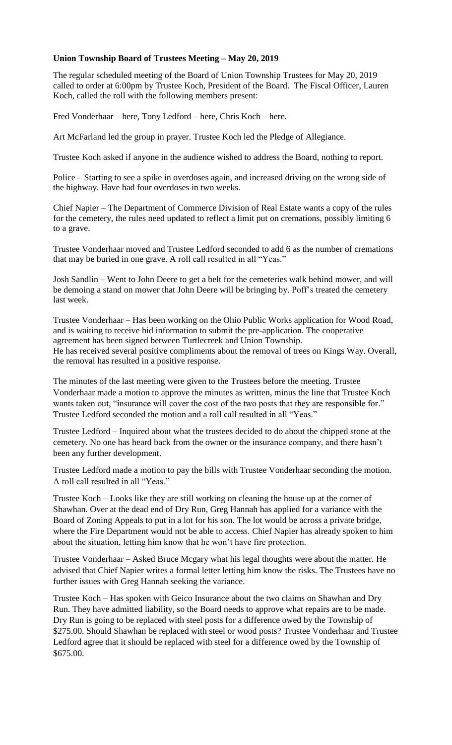**Union Township Board of Trustees Meeting – May 20, 2019**

The regular scheduled meeting of the Board of Union Township Trustees for May 20, 2019 called to order at 6:00pm by Trustee Koch, President of the Board. The Fiscal Officer, Lauren Koch, called the roll with the following members present:

Fred Vonderhaar – here, Tony Ledford – here, Chris Koch – here.

Art McFarland led the group in prayer. Trustee Koch led the Pledge of Allegiance.

Trustee Koch asked if anyone in the audience wished to address the Board, nothing to report.

Police – Starting to see a spike in overdoses again, and increased driving on the wrong side of the highway. Have had four overdoses in two weeks.

Chief Napier – The Department of Commerce Division of Real Estate wants a copy of the rules for the cemetery, the rules need updated to reflect a limit put on cremations, possibly limiting 6 to a grave.

Trustee Vonderhaar moved and Trustee Ledford seconded to add 6 as the number of cremations that may be buried in one grave. A roll call resulted in all "Yeas."

Josh Sandlin – Went to John Deere to get a belt for the cemeteries walk behind mower, and will be demoing a stand on mower that John Deere will be bringing by. Poff's treated the cemetery last week.

Trustee Vonderhaar – Has been working on the Ohio Public Works application for Wood Road, and is waiting to receive bid information to submit the pre-application. The cooperative agreement has been signed between Turtlecreek and Union Township.
He has received several positive compliments about the removal of trees on Kings Way. Overall, the removal has resulted in a positive response.

The minutes of the last meeting were given to the Trustees before the meeting. Trustee Vonderhaar made a motion to approve the minutes as written, minus the line that Trustee Koch wants taken out, "insurance will cover the cost of the two posts that they are responsible for." Trustee Ledford seconded the motion and a roll call resulted in all "Yeas."

Trustee Ledford – Inquired about what the trustees decided to do about the chipped stone at the cemetery. No one has heard back from the owner or the insurance company, and there hasn't been any further development.

Trustee Ledford made a motion to pay the bills with Trustee Vonderhaar seconding the motion. A roll call resulted in all "Yeas."

Trustee Koch – Looks like they are still working on cleaning the house up at the corner of Shawhan. Over at the dead end of Dry Run, Greg Hannah has applied for a variance with the Board of Zoning Appeals to put in a lot for his son. The lot would be across a private bridge, where the Fire Department would not be able to access. Chief Napier has already spoken to him about the situation, letting him know that he won't have fire protection.

Trustee Vonderhaar – Asked Bruce Mcgary what his legal thoughts were about the matter. He advised that Chief Napier writes a formal letter letting him know the risks. The Trustees have no further issues with Greg Hannah seeking the variance.

Trustee Koch – Has spoken with Geico Insurance about the two claims on Shawhan and Dry Run. They have admitted liability, so the Board needs to approve what repairs are to be made. Dry Run is going to be replaced with steel posts for a difference owed by the Township of $275.00. Should Shawhan be replaced with steel or wood posts? Trustee Vonderhaar and Trustee Ledford agree that it should be replaced with steel for a difference owed by the Township of $675.00.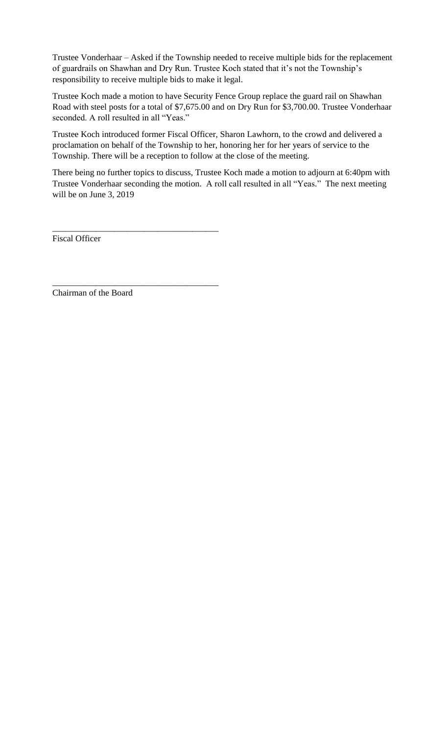Trustee Vonderhaar – Asked if the Township needed to receive multiple bids for the replacement of guardrails on Shawhan and Dry Run. Trustee Koch stated that it's not the Township's responsibility to receive multiple bids to make it legal.

Trustee Koch made a motion to have Security Fence Group replace the guard rail on Shawhan Road with steel posts for a total of $7,675.00 and on Dry Run for $3,700.00. Trustee Vonderhaar seconded. A roll resulted in all "Yeas."

Trustee Koch introduced former Fiscal Officer, Sharon Lawhorn, to the crowd and delivered a proclamation on behalf of the Township to her, honoring her for her years of service to the Township. There will be a reception to follow at the close of the meeting.

There being no further topics to discuss, Trustee Koch made a motion to adjourn at 6:40pm with Trustee Vonderhaar seconding the motion. A roll call resulted in all "Yeas." The next meeting will be on June 3, 2019

_____________________________________

Fiscal Officer

_____________________________________

Chairman of the Board